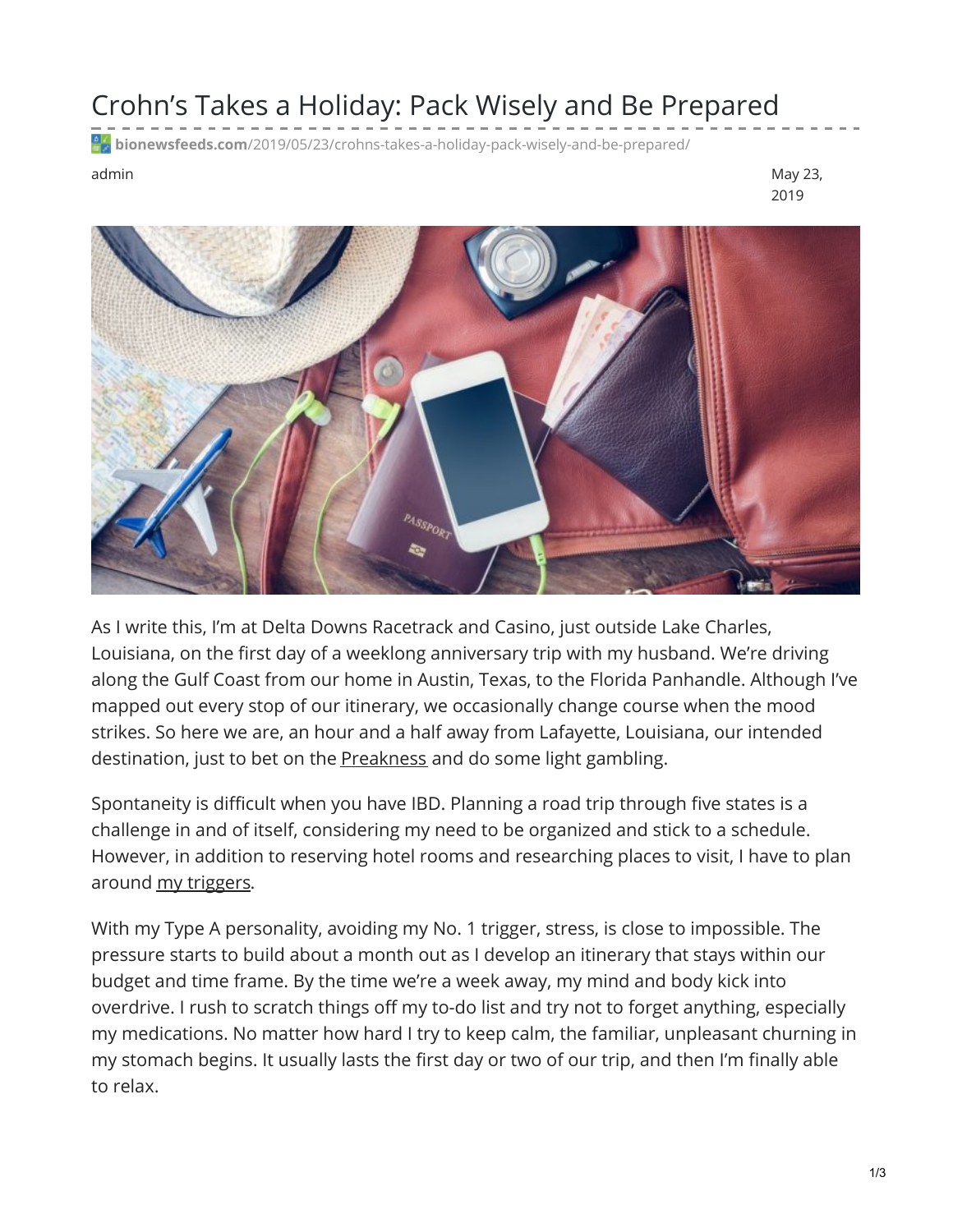# Crohn's Takes a Holiday: Pack Wisely and Be Prepared

bionewsfeeds.com/2019/05/23/crohns-takes-a-holiday-pack-wisely-and-be-prepared/

admin

May 23, 2019

As I write this, I'm at Delta Downs Racetrack and Casino, just outside Lake Charles, Louisiana, on the first day of a weeklong anniversary trip with my husband. We're driving along the Gulf Coast from our home in Austin, Texas, to the Florida Panhandle. Although I've mapped out every stop of our itinerary, we occasionally change course when the mood strikes. So here we are, an hour and a half away from Lafayette, Louisiana, our intended destination, just to bet on the Preakness and do some light gambling.

Spontaneity is difficult when you have IBD. Planning a road trip through five states is a challenge in and of itself, considering my need to be organized and stick to a schedule. However, in addition to reserving hotel rooms and researching places to visit, I have to plan around my triggers.

With my Type A personality, avoiding my No. 1 trigger, stress, is close to impossible. The pressure starts to build about a month out as I develop an itinerary that stays within our budget and time frame. By the time we're a week away, my mind and body kick into overdrive. I rush to scratch things off my to-do list and try not to forget anything, especially my medications. No matter how hard I try to keep calm, the familiar, unpleasant churning in my stomach begins. It usually lasts the first day or two of our trip, and then I'm finally able to relax.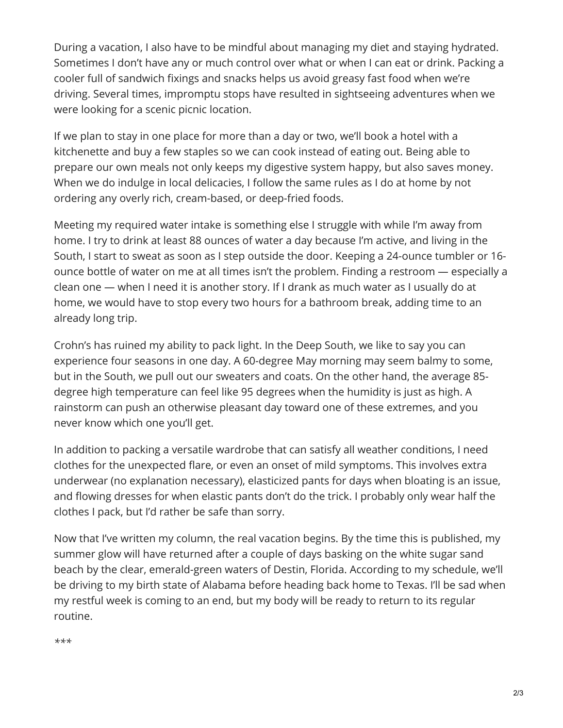During a vacation, I also have to be mindful about managing my diet and staying hydrated. Sometimes I don't have any or much control over what or when I can eat or drink. Packing a cooler full of sandwich fixings and snacks helps us avoid greasy fast food when we're driving. Several times, impromptu stops have resulted in sightseeing adventures when we were looking for a scenic picnic location.

If we plan to stay in one place for more than a day or two, we'll book a hotel with a kitchenette and buy a few staples so we can cook instead of eating out. Being able to prepare our own meals not only keeps my digestive system happy, but also saves money. When we do indulge in local delicacies, I follow the same rules as I do at home by not ordering any overly rich, cream-based, or deep-fried foods.

Meeting my required water intake is something else I struggle with while I'm away from home. I try to drink at least 88 ounces of water a day because I'm active, and living in the South, I start to sweat as soon as I step outside the door. Keeping a 24-ounce tumbler or 16-ounce bottle of water on me at all times isn't the problem. Finding a restroom — especially a clean one — when I need it is another story. If I drank as much water as I usually do at home, we would have to stop every two hours for a bathroom break, adding time to an already long trip.

Crohn's has ruined my ability to pack light. In the Deep South, we like to say you can experience four seasons in one day. A 60-degree May morning may seem balmy to some, but in the South, we pull out our sweaters and coats. On the other hand, the average 85-degree high temperature can feel like 95 degrees when the humidity is just as high. A rainstorm can push an otherwise pleasant day toward one of these extremes, and you never know which one you'll get.

In addition to packing a versatile wardrobe that can satisfy all weather conditions, I need clothes for the unexpected flare, or even an onset of mild symptoms. This involves extra underwear (no explanation necessary), elasticized pants for days when bloating is an issue, and flowing dresses for when elastic pants don't do the trick. I probably only wear half the clothes I pack, but I'd rather be safe than sorry.

Now that I've written my column, the real vacation begins. By the time this is published, my summer glow will have returned after a couple of days basking on the white sugar sand beach by the clear, emerald-green waters of Destin, Florida. According to my schedule, we'll be driving to my birth state of Alabama before heading back home to Texas. I'll be sad when my restful week is coming to an end, but my body will be ready to return to its regular routine.

***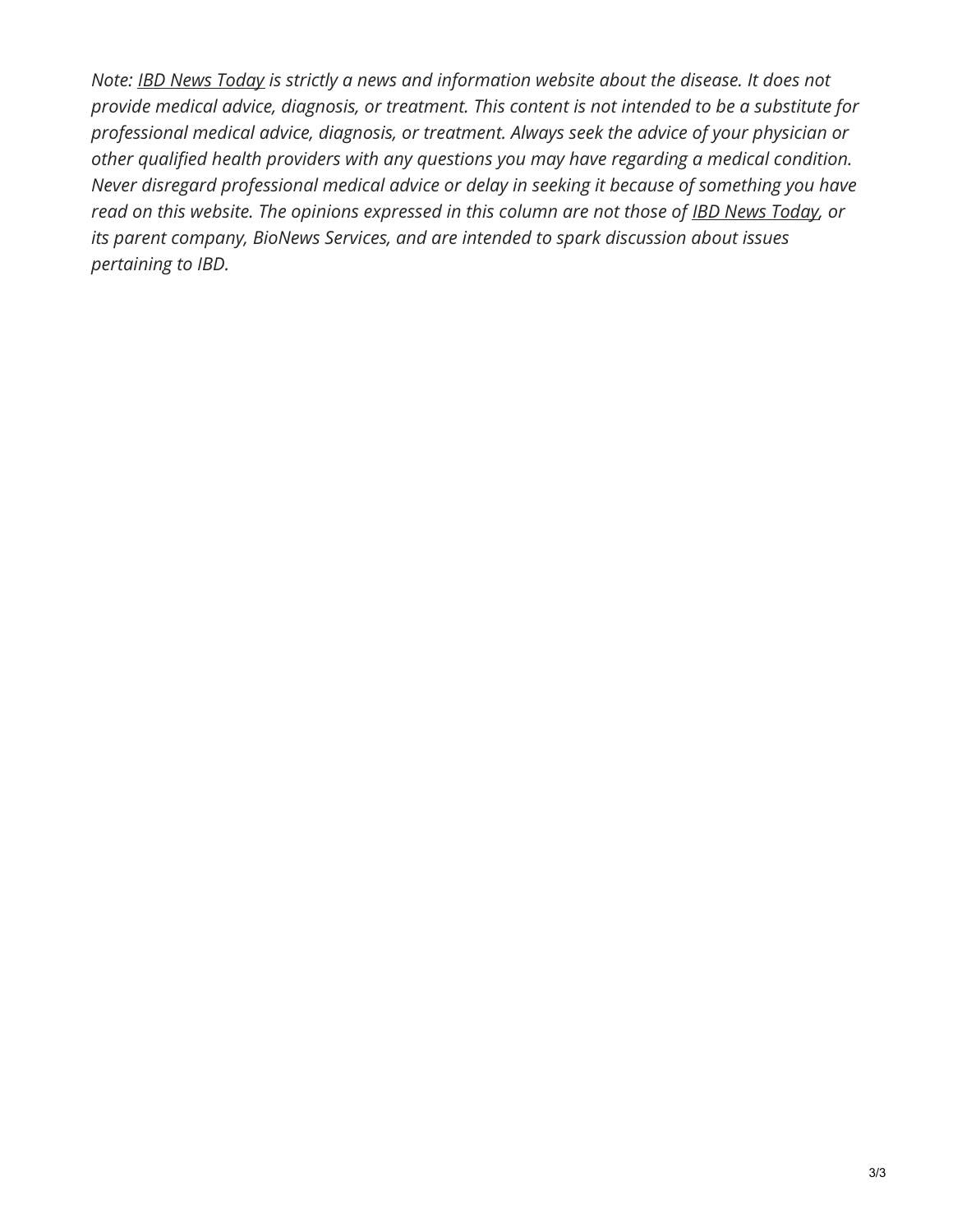*Note: IBD News Today is strictly a news and information website about the disease. It does not provide medical advice, diagnosis, or treatment. This content is not intended to be a substitute for professional medical advice, diagnosis, or treatment. Always seek the advice of your physician or other qualified health providers with any questions you may have regarding a medical condition. Never disregard professional medical advice or delay in seeking it because of something you have read on this website. The opinions expressed in this column are not those of IBD News Today, or its parent company, BioNews Services, and are intended to spark discussion about issues pertaining to IBD.*